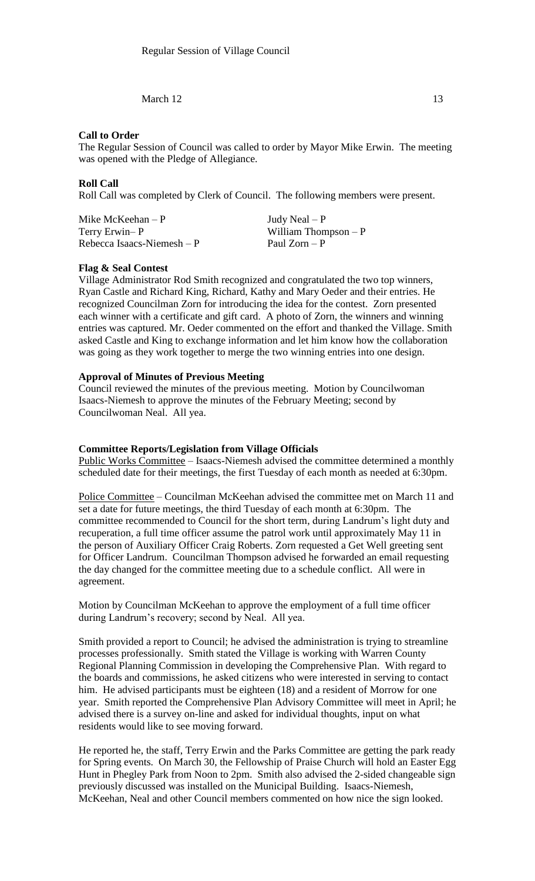Regular Session of Village Council

March 12 13

**Call to Order**

The Regular Session of Council was called to order by Mayor Mike Erwin. The meeting was opened with the Pledge of Allegiance.

**Roll Call**

Roll Call was completed by Clerk of Council. The following members were present.

| | |
|---|---|
| Mike McKeehan – P | Judy Neal – P |
| Terry Erwin– P | William Thompson – P |
| Rebecca Isaacs-Niemesh – P | Paul Zorn – P |

**Flag & Seal Contest**

Village Administrator Rod Smith recognized and congratulated the two top winners, Ryan Castle and Richard King, Richard, Kathy and Mary Oeder and their entries. He recognized Councilman Zorn for introducing the idea for the contest. Zorn presented each winner with a certificate and gift card. A photo of Zorn, the winners and winning entries was captured. Mr. Oeder commented on the effort and thanked the Village. Smith asked Castle and King to exchange information and let him know how the collaboration was going as they work together to merge the two winning entries into one design.

**Approval of Minutes of Previous Meeting**

Council reviewed the minutes of the previous meeting. Motion by Councilwoman Isaacs-Niemesh to approve the minutes of the February Meeting; second by Councilwoman Neal. All yea.

**Committee Reports/Legislation from Village Officials**

Public Works Committee – Isaacs-Niemesh advised the committee determined a monthly scheduled date for their meetings, the first Tuesday of each month as needed at 6:30pm.

Police Committee – Councilman McKeehan advised the committee met on March 11 and set a date for future meetings, the third Tuesday of each month at 6:30pm. The committee recommended to Council for the short term, during Landrum's light duty and recuperation, a full time officer assume the patrol work until approximately May 11 in the person of Auxiliary Officer Craig Roberts. Zorn requested a Get Well greeting sent for Officer Landrum. Councilman Thompson advised he forwarded an email requesting the day changed for the committee meeting due to a schedule conflict. All were in agreement.

Motion by Councilman McKeehan to approve the employment of a full time officer during Landrum's recovery; second by Neal. All yea.

Smith provided a report to Council; he advised the administration is trying to streamline processes professionally. Smith stated the Village is working with Warren County Regional Planning Commission in developing the Comprehensive Plan. With regard to the boards and commissions, he asked citizens who were interested in serving to contact him. He advised participants must be eighteen (18) and a resident of Morrow for one year. Smith reported the Comprehensive Plan Advisory Committee will meet in April; he advised there is a survey on-line and asked for individual thoughts, input on what residents would like to see moving forward.

He reported he, the staff, Terry Erwin and the Parks Committee are getting the park ready for Spring events. On March 30, the Fellowship of Praise Church will hold an Easter Egg Hunt in Phegley Park from Noon to 2pm. Smith also advised the 2-sided changeable sign previously discussed was installed on the Municipal Building. Isaacs-Niemesh, McKeehan, Neal and other Council members commented on how nice the sign looked.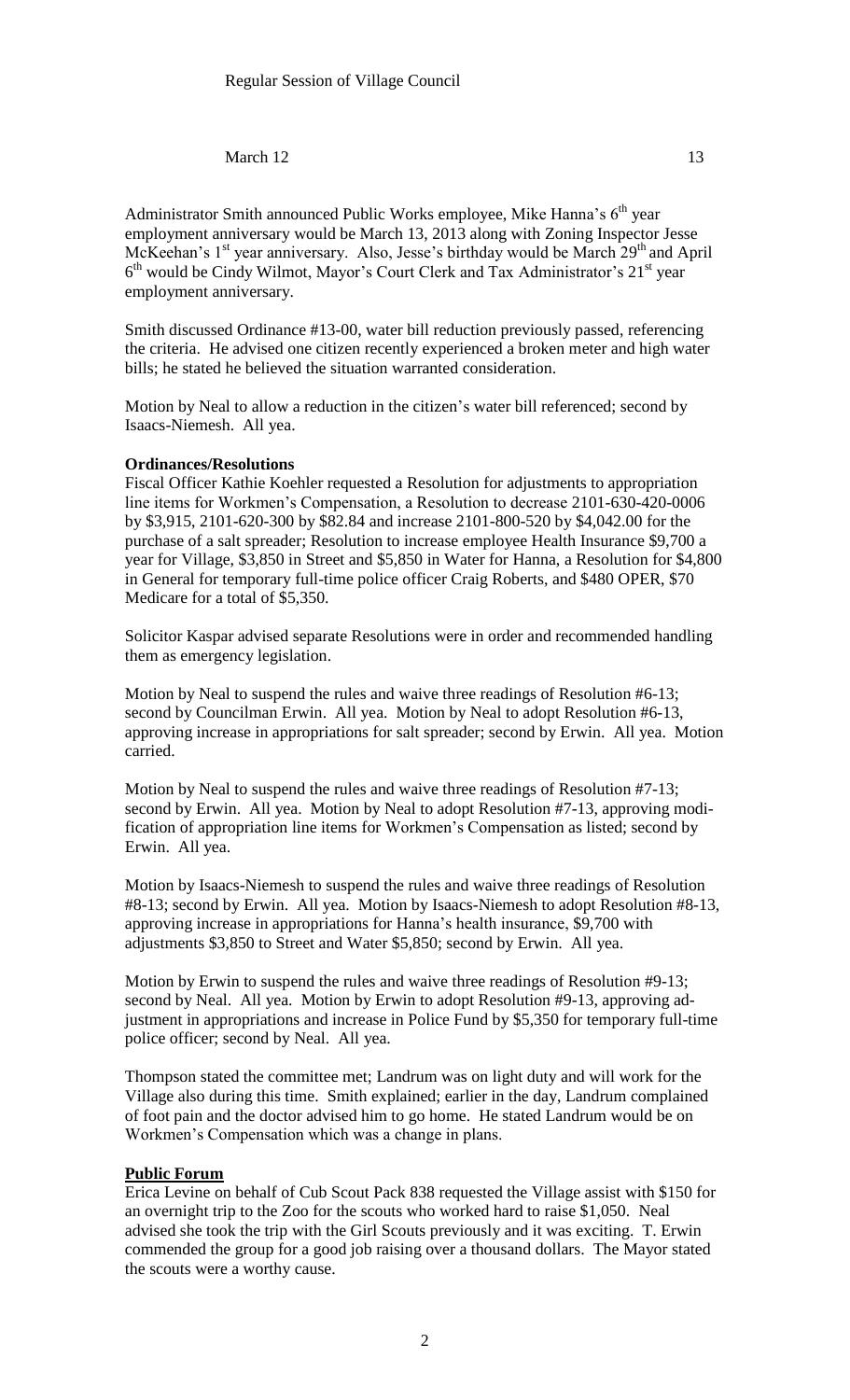Administrator Smith announced Public Works employee, Mike Hanna's 6th year employment anniversary would be March 13, 2013 along with Zoning Inspector Jesse McKeehan's 1st year anniversary. Also, Jesse's birthday would be March 29th and April 6th would be Cindy Wilmot, Mayor's Court Clerk and Tax Administrator's 21st year employment anniversary.

Smith discussed Ordinance #13-00, water bill reduction previously passed, referencing the criteria. He advised one citizen recently experienced a broken meter and high water bills; he stated he believed the situation warranted consideration.

Motion by Neal to allow a reduction in the citizen's water bill referenced; second by Isaacs-Niemesh. All yea.

**Ordinances/Resolutions**

Fiscal Officer Kathie Koehler requested a Resolution for adjustments to appropriation line items for Workmen's Compensation, a Resolution to decrease 2101-630-420-0006 by $3,915, 2101-620-300 by $82.84 and increase 2101-800-520 by $4,042.00 for the purchase of a salt spreader; Resolution to increase employee Health Insurance $9,700 a year for Village, $3,850 in Street and $5,850 in Water for Hanna, a Resolution for $4,800 in General for temporary full-time police officer Craig Roberts, and $480 OPER, $70 Medicare for a total of $5,350.

Solicitor Kaspar advised separate Resolutions were in order and recommended handling them as emergency legislation.

Motion by Neal to suspend the rules and waive three readings of Resolution #6-13; second by Councilman Erwin. All yea. Motion by Neal to adopt Resolution #6-13, approving increase in appropriations for salt spreader; second by Erwin. All yea. Motion carried.

Motion by Neal to suspend the rules and waive three readings of Resolution #7-13; second by Erwin. All yea. Motion by Neal to adopt Resolution #7-13, approving modification of appropriation line items for Workmen's Compensation as listed; second by Erwin. All yea.

Motion by Isaacs-Niemesh to suspend the rules and waive three readings of Resolution #8-13; second by Erwin. All yea. Motion by Isaacs-Niemesh to adopt Resolution #8-13, approving increase in appropriations for Hanna's health insurance, $9,700 with adjustments $3,850 to Street and Water $5,850; second by Erwin. All yea.

Motion by Erwin to suspend the rules and waive three readings of Resolution #9-13; second by Neal. All yea. Motion by Erwin to adopt Resolution #9-13, approving adjustment in appropriations and increase in Police Fund by $5,350 for temporary full-time police officer; second by Neal. All yea.

Thompson stated the committee met; Landrum was on light duty and will work for the Village also during this time. Smith explained; earlier in the day, Landrum complained of foot pain and the doctor advised him to go home. He stated Landrum would be on Workmen's Compensation which was a change in plans.

**Public Forum**

Erica Levine on behalf of Cub Scout Pack 838 requested the Village assist with $150 for an overnight trip to the Zoo for the scouts who worked hard to raise $1,050. Neal advised she took the trip with the Girl Scouts previously and it was exciting. T. Erwin commended the group for a good job raising over a thousand dollars. The Mayor stated the scouts were a worthy cause.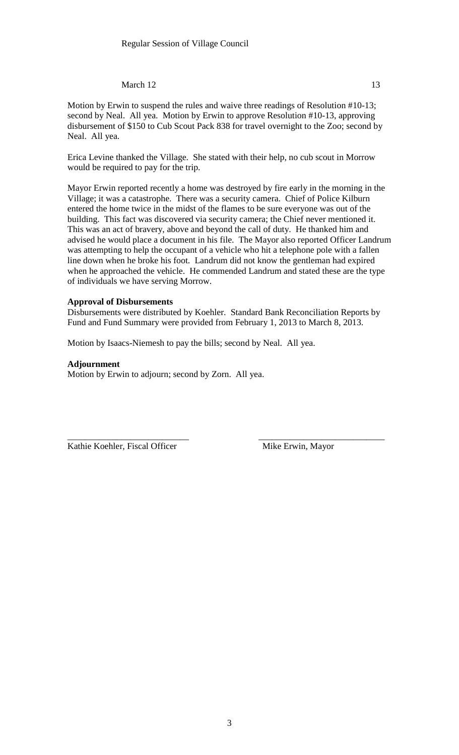Motion by Erwin to suspend the rules and waive three readings of Resolution #10-13; second by Neal. All yea. Motion by Erwin to approve Resolution #10-13, approving disbursement of $150 to Cub Scout Pack 838 for travel overnight to the Zoo; second by Neal. All yea.

Erica Levine thanked the Village. She stated with their help, no cub scout in Morrow would be required to pay for the trip.

Mayor Erwin reported recently a home was destroyed by fire early in the morning in the Village; it was a catastrophe. There was a security camera. Chief of Police Kilburn entered the home twice in the midst of the flames to be sure everyone was out of the building. This fact was discovered via security camera; the Chief never mentioned it. This was an act of bravery, above and beyond the call of duty. He thanked him and advised he would place a document in his file. The Mayor also reported Officer Landrum was attempting to help the occupant of a vehicle who hit a telephone pole with a fallen line down when he broke his foot. Landrum did not know the gentleman had expired when he approached the vehicle. He commended Landrum and stated these are the type of individuals we have serving Morrow.

**Approval of Disbursements**

Disbursements were distributed by Koehler. Standard Bank Reconciliation Reports by Fund and Fund Summary were provided from February 1, 2013 to March 8, 2013.

Motion by Isaacs-Niemesh to pay the bills; second by Neal. All yea.

**Adjournment**

Motion by Erwin to adjourn; second by Zorn. All yea.

\_\_\_\_\_\_\_\_\_\_\_\_\_\_\_\_\_\_\_\_\_\_\_\_\_\_\_\_ \_\_\_\_\_\_\_\_\_\_\_\_\_\_\_\_\_\_\_\_\_\_\_\_\_\_\_\_

Kathie Koehler, Fiscal Officer Mike Erwin, Mayor